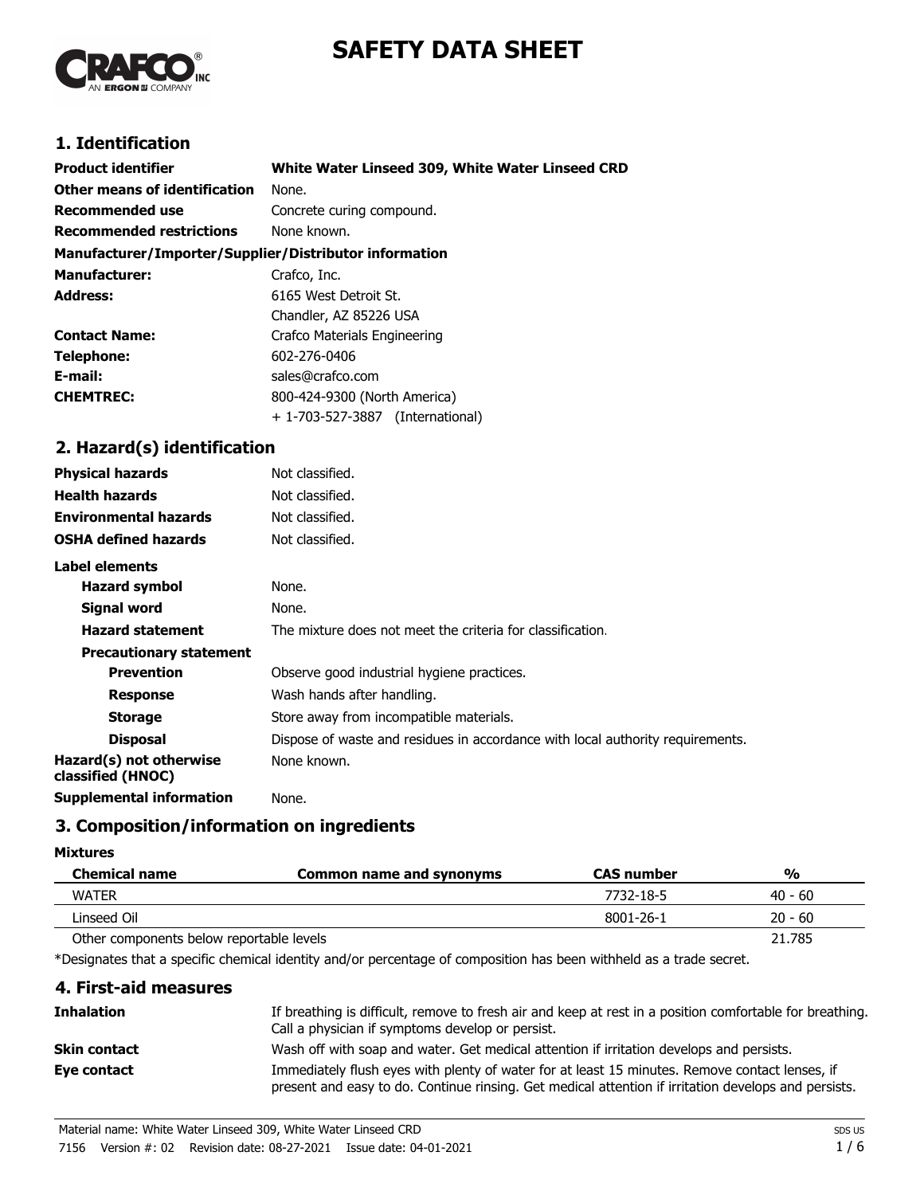# SAFETY DATA SHEET

## 1. Identification

| | |
|---|---|
| **Product identifier** | **White Water Linseed 309, White Water Linseed CRD** |
| **Other means of identification** | None. |
| **Recommended use** | Concrete curing compound. |
| **Recommended restrictions** | None known. |

**Manufacturer/Importer/Supplier/Distributor information**

| | |
|---|---|
| **Manufacturer:** | Crafco, Inc. |
| **Address:** | 6165 West Detroit St.<br>Chandler, AZ 85226 USA |
| **Contact Name:** | Crafco Materials Engineering |
| **Telephone:** | 602-276-0406 |
| **E-mail:** | sales@crafco.com |
| **CHEMTREC:** | 800-424-9300 (North America)<br>+ 1-703-527-3887 (International) |

## 2. Hazard(s) identification

| | |
|---|---|
| **Physical hazards** | Not classified. |
| **Health hazards** | Not classified. |
| **Environmental hazards** | Not classified. |
| **OSHA defined hazards** | Not classified. |

**Label elements**

| | |
|---|---|
| **Hazard symbol** | None. |
| **Signal word** | None. |
| **Hazard statement** | The mixture does not meet the criteria for classification. |
| **Precautionary statement** | |
| **Prevention** | Observe good industrial hygiene practices. |
| **Response** | Wash hands after handling. |
| **Storage** | Store away from incompatible materials. |
| **Disposal** | Dispose of waste and residues in accordance with local authority requirements. |
| **Hazard(s) not otherwise classified (HNOC)** | None known. |
| **Supplemental information** | None. |

## 3. Composition/information on ingredients

**Mixtures**

| Chemical name | Common name and synonyms | CAS number | % |
|---|---|---|---|
| WATER | | 7732-18-5 | 40 - 60 |
| Linseed Oil | | 8001-26-1 | 20 - 60 |
| Other components below reportable levels | | | 21.785 |

*Designates that a specific chemical identity and/or percentage of composition has been withheld as a trade secret.

## 4. First-aid measures

| | |
|---|---|
| **Inhalation** | If breathing is difficult, remove to fresh air and keep at rest in a position comfortable for breathing. Call a physician if symptoms develop or persist. |
| **Skin contact** | Wash off with soap and water. Get medical attention if irritation develops and persists. |
| **Eye contact** | Immediately flush eyes with plenty of water for at least 15 minutes. Remove contact lenses, if present and easy to do. Continue rinsing. Get medical attention if irritation develops and persists. |

Material name: White Water Linseed 309, White Water Linseed CRD

7156 Version #: 02 Revision date: 08-27-2021 Issue date: 04-01-2021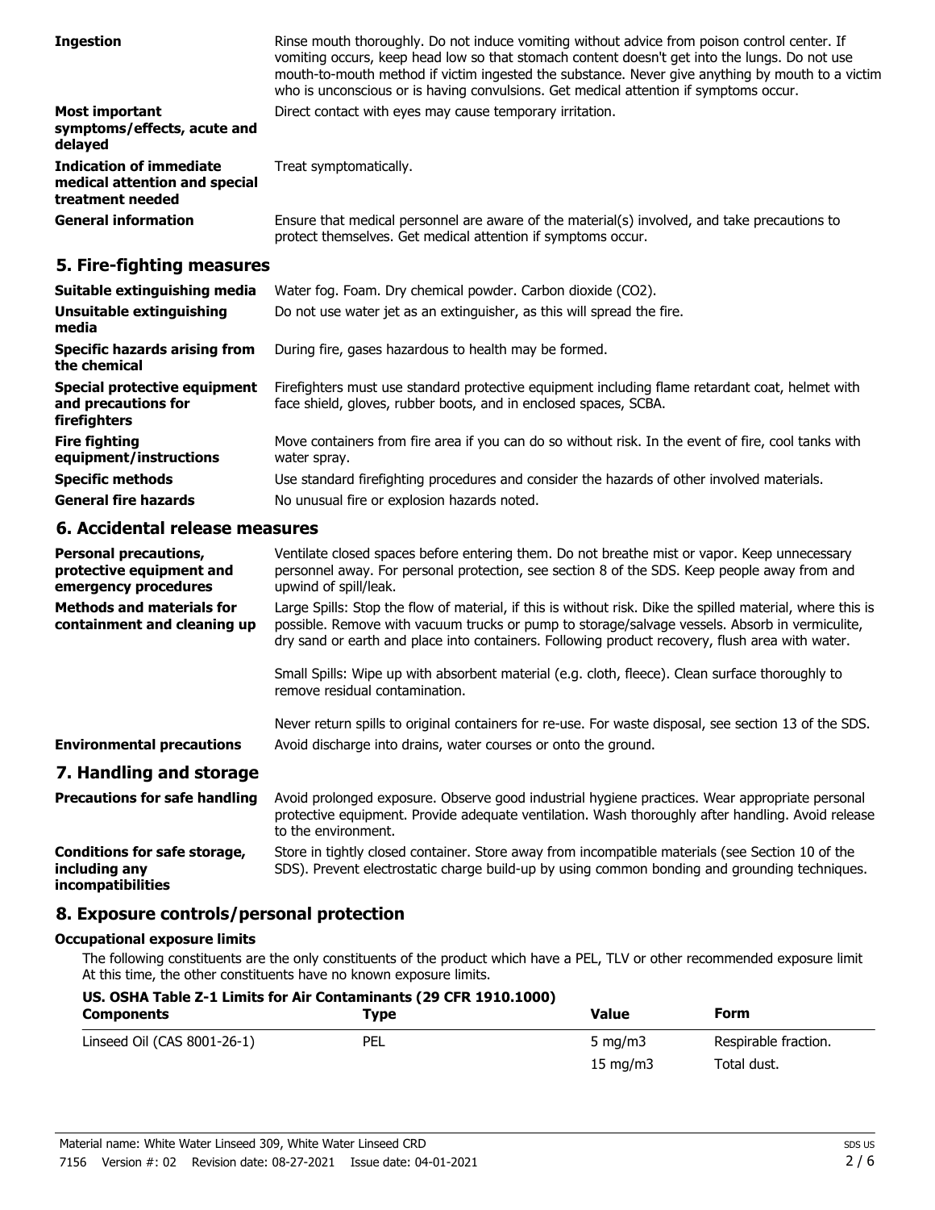| | |
|---|---|
| **Ingestion** | Rinse mouth thoroughly. Do not induce vomiting without advice from poison control center. If vomiting occurs, keep head low so that stomach content doesn't get into the lungs. Do not use mouth-to-mouth method if victim ingested the substance. Never give anything by mouth to a victim who is unconscious or is having convulsions. Get medical attention if symptoms occur. |
| **Most important symptoms/effects, acute and delayed** | Direct contact with eyes may cause temporary irritation. |
| **Indication of immediate medical attention and special treatment needed** | Treat symptomatically. |
| **General information** | Ensure that medical personnel are aware of the material(s) involved, and take precautions to protect themselves. Get medical attention if symptoms occur. |

## 5. Fire-fighting measures

| | |
|---|---|
| **Suitable extinguishing media** | Water fog. Foam. Dry chemical powder. Carbon dioxide ($CO_2$). |
| **Unsuitable extinguishing media** | Do not use water jet as an extinguisher, as this will spread the fire. |
| **Specific hazards arising from the chemical** | During fire, gases hazardous to health may be formed. |
| **Special protective equipment and precautions for firefighters** | Firefighters must use standard protective equipment including flame retardant coat, helmet with face shield, gloves, rubber boots, and in enclosed spaces, SCBA. |
| **Fire fighting equipment/instructions** | Move containers from fire area if you can do so without risk. In the event of fire, cool tanks with water spray. |
| **Specific methods** | Use standard firefighting procedures and consider the hazards of other involved materials. |
| **General fire hazards** | No unusual fire or explosion hazards noted. |

## 6. Accidental release measures

| | |
|---|---|
| **Personal precautions, protective equipment and emergency procedures** | Ventilate closed spaces before entering them. Do not breathe mist or vapor. Keep unnecessary personnel away. For personal protection, see section 8 of the SDS. Keep people away from and upwind of spill/leak. |
| **Methods and materials for containment and cleaning up** | Large Spills: Stop the flow of material, if this is without risk. Dike the spilled material, where this is possible. Remove with vacuum trucks or pump to storage/salvage vessels. Absorb in vermiculite, dry sand or earth and place into containers. Following product recovery, flush area with water.<br><br>Small Spills: Wipe up with absorbent material (e.g. cloth, fleece). Clean surface thoroughly to remove residual contamination.<br><br>Never return spills to original containers for re-use. For waste disposal, see section 13 of the SDS. |
| **Environmental precautions** | Avoid discharge into drains, water courses or onto the ground. |

## 7. Handling and storage

| | |
|---|---|
| **Precautions for safe handling** | Avoid prolonged exposure. Observe good industrial hygiene practices. Wear appropriate personal protective equipment. Provide adequate ventilation. Wash thoroughly after handling. Avoid release to the environment. |
| **Conditions for safe storage, including any incompatibilities** | Store in tightly closed container. Store away from incompatible materials (see Section 10 of the SDS). Prevent electrostatic charge build-up by using common bonding and grounding techniques. |

## 8. Exposure controls/personal protection

### Occupational exposure limits

The following constituents are the only constituents of the product which have a PEL, TLV or other recommended exposure limit. At this time, the other constituents have no known exposure limits.

**US. OSHA Table Z-1 Limits for Air Contaminants (29 CFR 1910.1000)**

| Components | Type | Value | Form |
|---|---|---|---|
| Linseed Oil (CAS 8001-26-1) | PEL | 5 mg/m3 | Respirable fraction. |
| | | 15 mg/m3 | Total dust. |

Material name: White Water Linseed 309, White Water Linseed CRD

7156 Version #: 02 Revision date: 08-27-2021 Issue date: 04-01-2021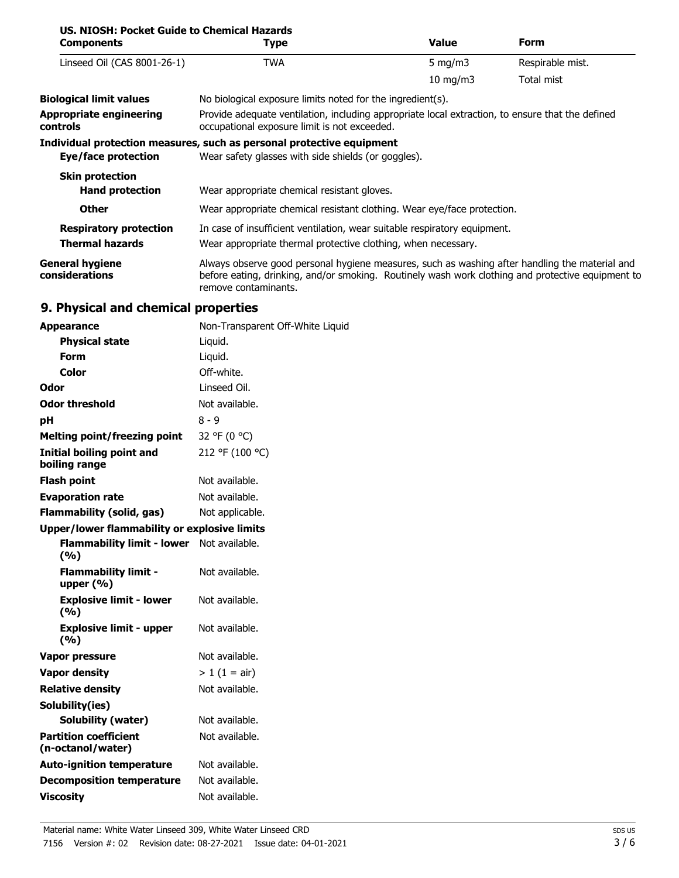**US. NIOSH: Pocket Guide to Chemical Hazards**

| Components | Type | Value | Form |
|---|---|---|---|
| Linseed Oil (CAS 8001-26-1) | TWA | 5 mg/m3 | Respirable mist. |
| | | 10 mg/m3 | Total mist |

**Biological limit values** No biological exposure limits noted for the ingredient(s).

**Appropriate engineering controls** Provide adequate ventilation, including appropriate local extraction, to ensure that the defined occupational exposure limit is not exceeded.

**Individual protection measures, such as personal protective equipment**

**Eye/face protection** Wear safety glasses with side shields (or goggles).

**Skin protection**

**Hand protection** Wear appropriate chemical resistant gloves.

**Other** Wear appropriate chemical resistant clothing. Wear eye/face protection.

**Respiratory protection** In case of insufficient ventilation, wear suitable respiratory equipment.

**Thermal hazards** Wear appropriate thermal protective clothing, when necessary.

**General hygiene considerations** Always observe good personal hygiene measures, such as washing after handling the material and before eating, drinking, and/or smoking. Routinely wash work clothing and protective equipment to remove contaminants.

## 9. Physical and chemical properties

| | |
|---|---|
| **Appearance** | Non-Transparent Off-White Liquid |
| **Physical state** | Liquid. |
| **Form** | Liquid. |
| **Color** | Off-white. |
| **Odor** | Linseed Oil. |
| **Odor threshold** | Not available. |
| **pH** | 8 - 9 |
| **Melting point/freezing point** | 32 °F (0 °C) |
| **Initial boiling point and boiling range** | 212 °F (100 °C) |
| **Flash point** | Not available. |
| **Evaporation rate** | Not available. |
| **Flammability (solid, gas)** | Not applicable. |
| **Upper/lower flammability or explosive limits** | |
| **Flammability limit - lower (%)** | Not available. |
| **Flammability limit - upper (%)** | Not available. |
| **Explosive limit - lower (%)** | Not available. |
| **Explosive limit - upper (%)** | Not available. |
| **Vapor pressure** | Not available. |
| **Vapor density** | > 1 (1 = air) |
| **Relative density** | Not available. |
| **Solubility(ies)** | |
| **Solubility (water)** | Not available. |
| **Partition coefficient (n-octanol/water)** | Not available. |
| **Auto-ignition temperature** | Not available. |
| **Decomposition temperature** | Not available. |
| **Viscosity** | Not available. |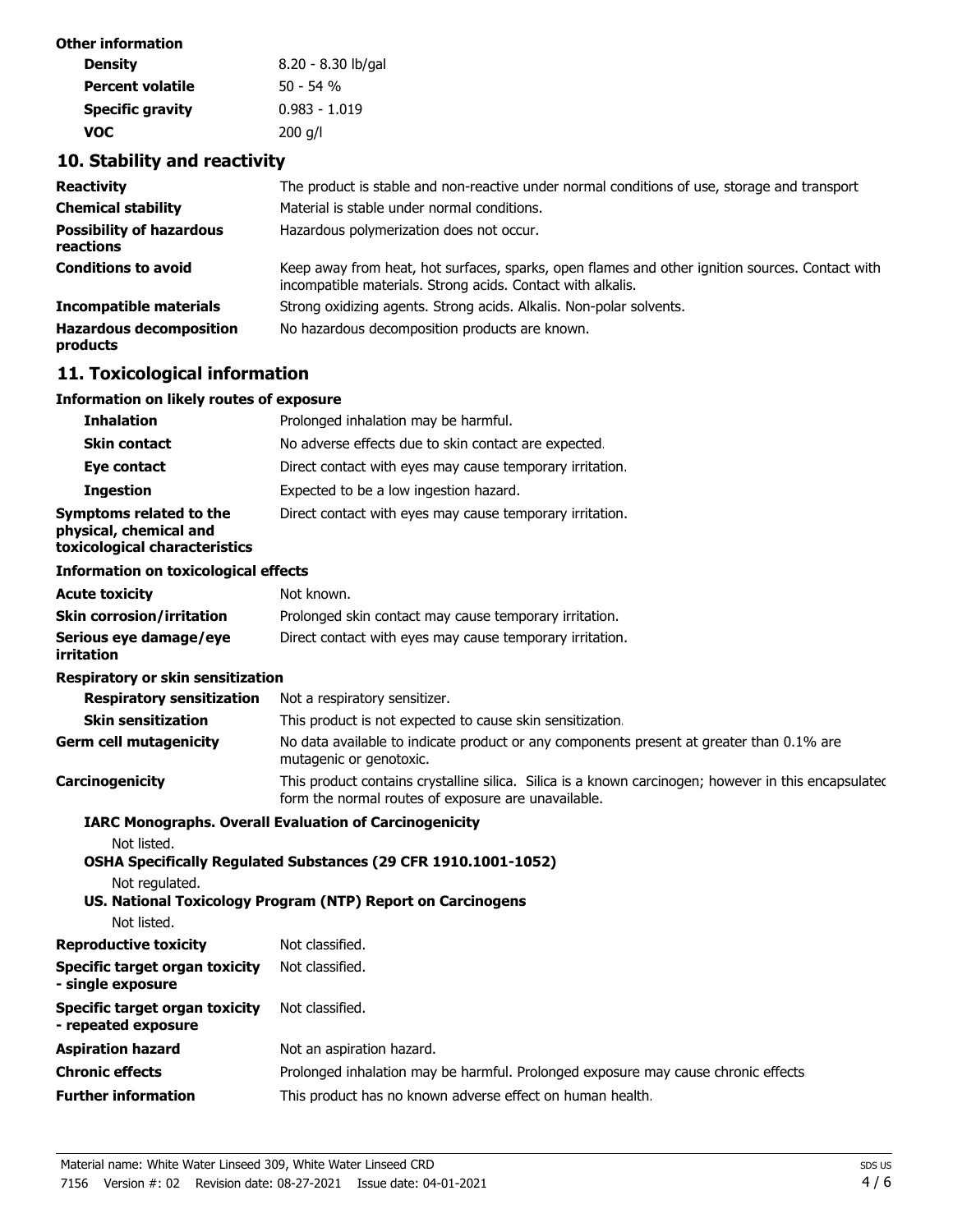**Other information**

| | |
|---|---|
| **Density** | 8.20 - 8.30 lb/gal |
| **Percent volatile** | 50 - 54 % |
| **Specific gravity** | 0.983 - 1.019 |
| **VOC** | 200 g/l |

## 10. Stability and reactivity

| | |
|---|---|
| **Reactivity** | The product is stable and non-reactive under normal conditions of use, storage and transport |
| **Chemical stability** | Material is stable under normal conditions. |
| **Possibility of hazardous reactions** | Hazardous polymerization does not occur. |
| **Conditions to avoid** | Keep away from heat, hot surfaces, sparks, open flames and other ignition sources. Contact with incompatible materials. Strong acids. Contact with alkalis. |
| **Incompatible materials** | Strong oxidizing agents. Strong acids. Alkalis. Non-polar solvents. |
| **Hazardous decomposition products** | No hazardous decomposition products are known. |

## 11. Toxicological information

**Information on likely routes of exposure**

| | |
|---|---|
| **Inhalation** | Prolonged inhalation may be harmful. |
| **Skin contact** | No adverse effects due to skin contact are expected. |
| **Eye contact** | Direct contact with eyes may cause temporary irritation. |
| **Ingestion** | Expected to be a low ingestion hazard. |
| **Symptoms related to the physical, chemical and toxicological characteristics** | Direct contact with eyes may cause temporary irritation. |

**Information on toxicological effects**

| | |
|---|---|
| **Acute toxicity** | Not known. |
| **Skin corrosion/irritation** | Prolonged skin contact may cause temporary irritation. |
| **Serious eye damage/eye irritation** | Direct contact with eyes may cause temporary irritation. |

**Respiratory or skin sensitization**

| | |
|---|---|
| **Respiratory sensitization** | Not a respiratory sensitizer. |
| **Skin sensitization** | This product is not expected to cause skin sensitization. |
| **Germ cell mutagenicity** | No data available to indicate product or any components present at greater than 0.1% are mutagenic or genotoxic. |
| **Carcinogenicity** | This product contains crystalline silica. Silica is a known carcinogen; however in this encapsulated form the normal routes of exposure are unavailable. |

**IARC Monographs. Overall Evaluation of Carcinogenicity**

Not listed.

**OSHA Specifically Regulated Substances (29 CFR 1910.1001-1052)**

Not regulated.

**US. National Toxicology Program (NTP) Report on Carcinogens**

Not listed.

| | |
|---|---|
| **Reproductive toxicity** | Not classified. |
| **Specific target organ toxicity - single exposure** | Not classified. |
| **Specific target organ toxicity - repeated exposure** | Not classified. |
| **Aspiration hazard** | Not an aspiration hazard. |
| **Chronic effects** | Prolonged inhalation may be harmful. Prolonged exposure may cause chronic effects. |
| **Further information** | This product has no known adverse effect on human health. |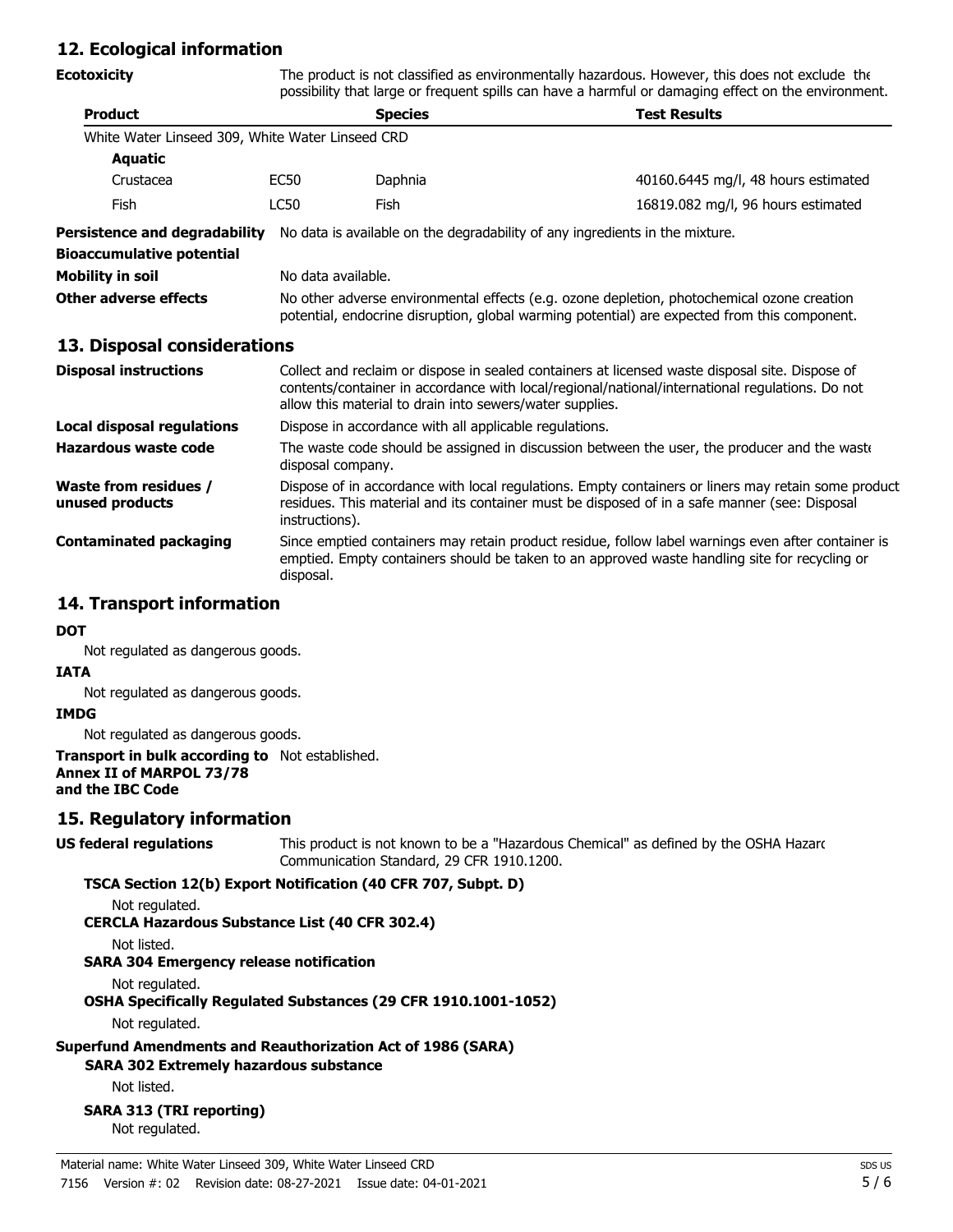## 12. Ecological information

**Ecotoxicity** The product is not classified as environmentally hazardous. However, this does not exclude the possibility that large or frequent spills can have a harmful or damaging effect on the environment.

| Product | | Species | Test Results |
|---|---|---|---|
| White Water Linseed 309, White Water Linseed CRD | | | |
| **Aquatic** | | | |
| Crustacea | EC50 | Daphnia | 40160.6445 mg/l, 48 hours estimated |
| Fish | LC50 | Fish | 16819.082 mg/l, 96 hours estimated |

**Persistence and degradability** No data is available on the degradability of any ingredients in the mixture.

**Bioaccumulative potential**

**Mobility in soil** No data available.

**Other adverse effects** No other adverse environmental effects (e.g. ozone depletion, photochemical ozone creation potential, endocrine disruption, global warming potential) are expected from this component.

## 13. Disposal considerations

**Disposal instructions** Collect and reclaim or dispose in sealed containers at licensed waste disposal site. Dispose of contents/container in accordance with local/regional/national/international regulations. Do not allow this material to drain into sewers/water supplies.

**Local disposal regulations** Dispose in accordance with all applicable regulations.

**Hazardous waste code** The waste code should be assigned in discussion between the user, the producer and the waste disposal company.

**Waste from residues / unused products** Dispose of in accordance with local regulations. Empty containers or liners may retain some product residues. This material and its container must be disposed of in a safe manner (see: Disposal instructions).

**Contaminated packaging** Since emptied containers may retain product residue, follow label warnings even after container is emptied. Empty containers should be taken to an approved waste handling site for recycling or disposal.

## 14. Transport information

**DOT**

Not regulated as dangerous goods.

**IATA**

Not regulated as dangerous goods.

**IMDG**

Not regulated as dangerous goods.

**Transport in bulk according to Annex II of MARPOL 73/78 and the IBC Code** Not established.

## 15. Regulatory information

**US federal regulations** This product is not known to be a "Hazardous Chemical" as defined by the OSHA Hazard Communication Standard, 29 CFR 1910.1200.

**TSCA Section 12(b) Export Notification (40 CFR 707, Subpt. D)**

Not regulated.

**CERCLA Hazardous Substance List (40 CFR 302.4)**

Not listed.

**SARA 304 Emergency release notification**

Not regulated.

**OSHA Specifically Regulated Substances (29 CFR 1910.1001-1052)**

Not regulated.

**Superfund Amendments and Reauthorization Act of 1986 (SARA)**

**SARA 302 Extremely hazardous substance**

Not listed.

**SARA 313 (TRI reporting)**

Not regulated.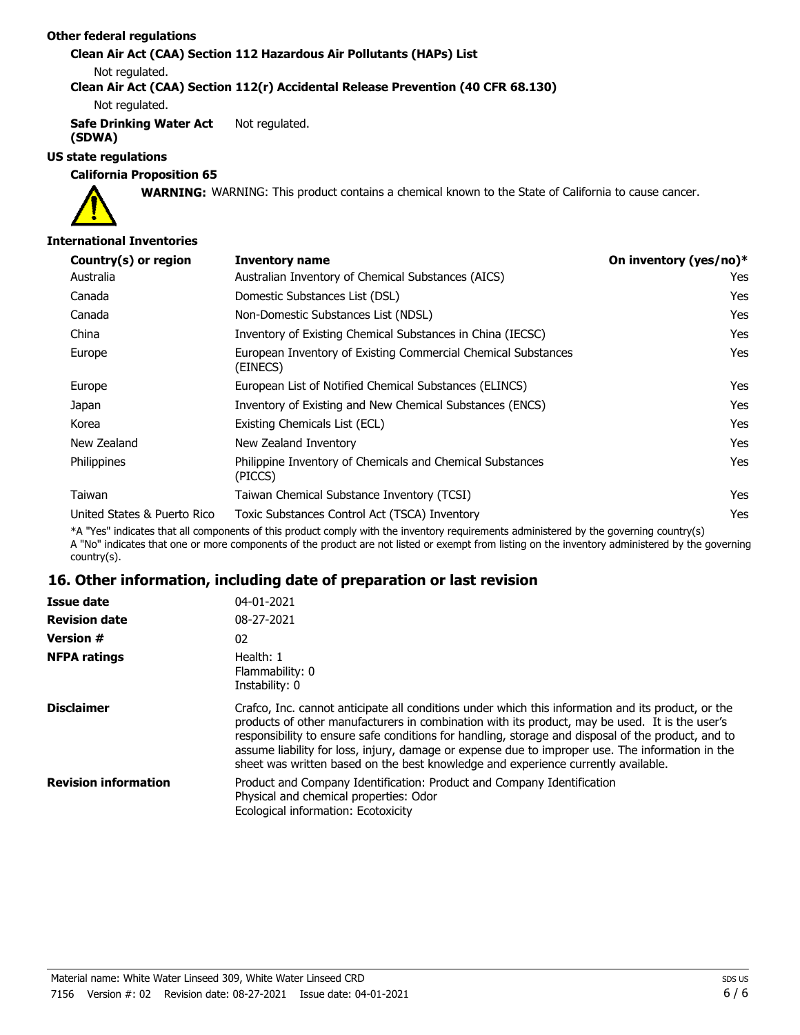**Other federal regulations**

**Clean Air Act (CAA) Section 112 Hazardous Air Pollutants (HAPs) List**

Not regulated.

**Clean Air Act (CAA) Section 112(r) Accidental Release Prevention (40 CFR 68.130)**

Not regulated.

**Safe Drinking Water Act (SDWA)** Not regulated.

**US state regulations**

**California Proposition 65**

**WARNING:** WARNING: This product contains a chemical known to the State of California to cause cancer.

**International Inventories**

| Country(s) or region | Inventory name | On inventory (yes/no)* |
|---|---|---|
| Australia | Australian Inventory of Chemical Substances (AICS) | Yes |
| Canada | Domestic Substances List (DSL) | Yes |
| Canada | Non-Domestic Substances List (NDSL) | Yes |
| China | Inventory of Existing Chemical Substances in China (IECSC) | Yes |
| Europe | European Inventory of Existing Commercial Chemical Substances (EINECS) | Yes |
| Europe | European List of Notified Chemical Substances (ELINCS) | Yes |
| Japan | Inventory of Existing and New Chemical Substances (ENCS) | Yes |
| Korea | Existing Chemicals List (ECL) | Yes |
| New Zealand | New Zealand Inventory | Yes |
| Philippines | Philippine Inventory of Chemicals and Chemical Substances (PICCS) | Yes |
| Taiwan | Taiwan Chemical Substance Inventory (TCSI) | Yes |
| United States & Puerto Rico | Toxic Substances Control Act (TSCA) Inventory | Yes |

*A "Yes" indicates that all components of this product comply with the inventory requirements administered by the governing country(s)
A "No" indicates that one or more components of the product are not listed or exempt from listing on the inventory administered by the governing country(s).

## 16. Other information, including date of preparation or last revision

**Issue date** 04-01-2021

**Revision date** 08-27-2021

**Version #** 02

**NFPA ratings** Health: 1
Flammability: 0
Instability: 0

**Disclaimer** Crafco, Inc. cannot anticipate all conditions under which this information and its product, or the products of other manufacturers in combination with its product, may be used. It is the user's responsibility to ensure safe conditions for handling, storage and disposal of the product, and to assume liability for loss, injury, damage or expense due to improper use. The information in the sheet was written based on the best knowledge and experience currently available.

**Revision information** Product and Company Identification: Product and Company Identification
Physical and chemical properties: Odor
Ecological information: Ecotoxicity